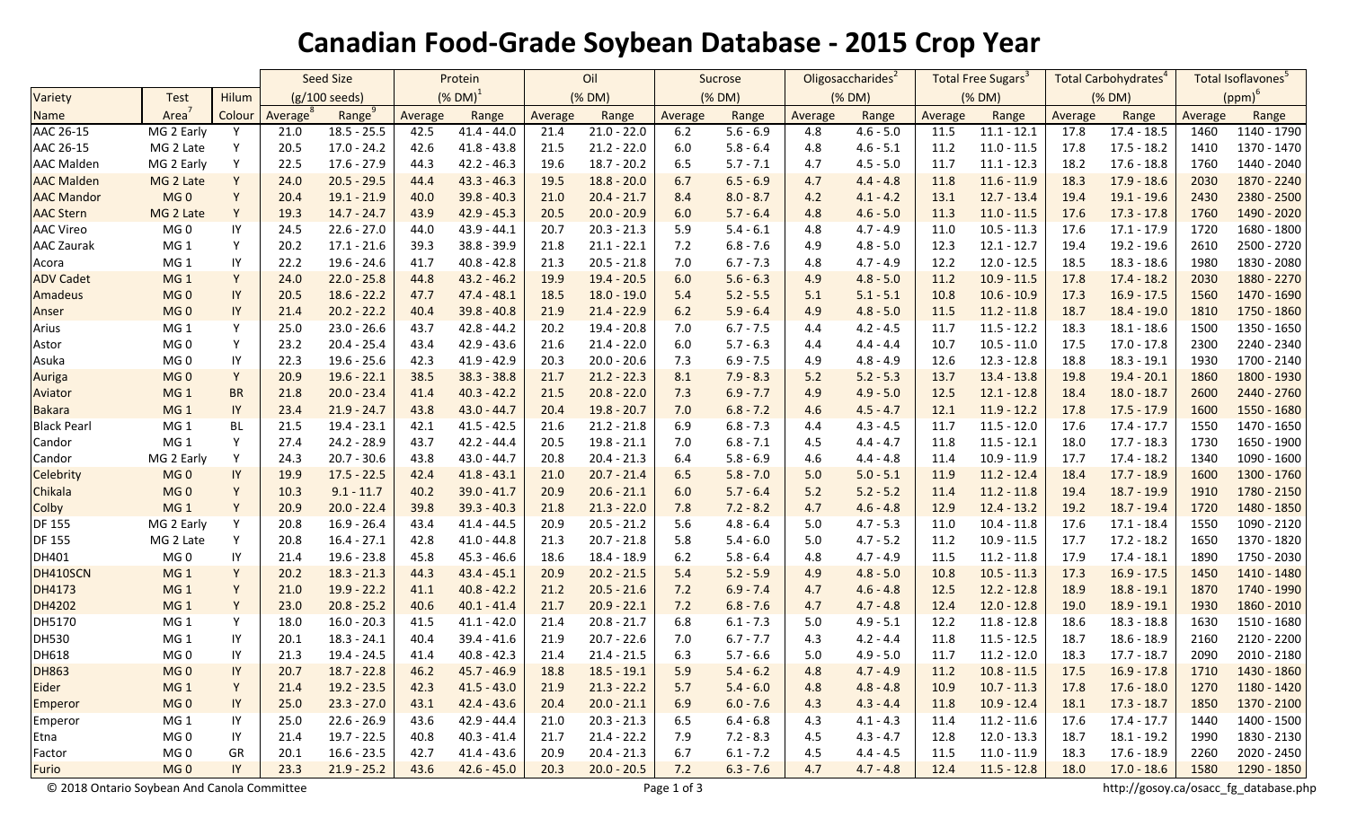# Canadian Food-Grade Soybean Database - 2015 Crop Year

| Variety | Test | Hilum | Seed Size | | Protein | | Oil | | Sucrose | | Oligosaccharides[2] | | Total Free Sugars[3] | | Total Carbohydrates[4] | | Total Isoflavones[5] | |
|---|---|---|---|---|---|---|---|---|---|---|---|---|---|---|---|---|---|---|
| | | | (g/100 seeds) | | (% DM)[1] | | (% DM) | | (% DM) | | (% DM) | | (% DM) | | (% DM) | | (ppm)[6] | |
| Name | Area[7] | Colour | Average[8] | Range[9] | Average | Range | Average | Range | Average | Range | Average | Range | Average | Range | Average | Range | Average | Range |
| AAC 26-15 | MG 2 Early | Y | 21.0 | 18.5 - 25.5 | 42.5 | 41.4 - 44.0 | 21.4 | 21.0 - 22.0 | 6.2 | 5.6 - 6.9 | 4.8 | 4.6 - 5.0 | 11.5 | 11.1 - 12.1 | 17.8 | 17.4 - 18.5 | 1460 | 1140 - 1790 |
| AAC 26-15 | MG 2 Late | Y | 20.5 | 17.0 - 24.2 | 42.6 | 41.8 - 43.8 | 21.5 | 21.2 - 22.0 | 6.0 | 5.8 - 6.4 | 4.8 | 4.6 - 5.1 | 11.2 | 11.0 - 11.5 | 17.8 | 17.5 - 18.2 | 1410 | 1370 - 1470 |
| AAC Malden | MG 2 Early | Y | 22.5 | 17.6 - 27.9 | 44.3 | 42.2 - 46.3 | 19.6 | 18.7 - 20.2 | 6.5 | 5.7 - 7.1 | 4.7 | 4.5 - 5.0 | 11.7 | 11.1 - 12.3 | 18.2 | 17.6 - 18.8 | 1760 | 1440 - 2040 |
| AAC Malden | MG 2 Late | Y | 24.0 | 20.5 - 29.5 | 44.4 | 43.3 - 46.3 | 19.5 | 18.8 - 20.0 | 6.7 | 6.5 - 6.9 | 4.7 | 4.4 - 4.8 | 11.8 | 11.6 - 11.9 | 18.3 | 17.9 - 18.6 | 2030 | 1870 - 2240 |
| AAC Mandor | MG 0 | Y | 20.4 | 19.1 - 21.9 | 40.0 | 39.8 - 40.3 | 21.0 | 20.4 - 21.7 | 8.4 | 8.0 - 8.7 | 4.2 | 4.1 - 4.2 | 13.1 | 12.7 - 13.4 | 19.4 | 19.1 - 19.6 | 2430 | 2380 - 2500 |
| AAC Stern | MG 2 Late | Y | 19.3 | 14.7 - 24.7 | 43.9 | 42.9 - 45.3 | 20.5 | 20.0 - 20.9 | 6.0 | 5.7 - 6.4 | 4.8 | 4.6 - 5.0 | 11.3 | 11.0 - 11.5 | 17.6 | 17.3 - 17.8 | 1760 | 1490 - 2020 |
| AAC Vireo | MG 0 | IY | 24.5 | 22.6 - 27.0 | 44.0 | 43.9 - 44.1 | 20.7 | 20.3 - 21.3 | 5.9 | 5.4 - 6.1 | 4.8 | 4.7 - 4.9 | 11.0 | 10.5 - 11.3 | 17.6 | 17.1 - 17.9 | 1720 | 1680 - 1800 |
| AAC Zaurak | MG 1 | Y | 20.2 | 17.1 - 21.6 | 39.3 | 38.8 - 39.9 | 21.8 | 21.1 - 22.1 | 7.2 | 6.8 - 7.6 | 4.9 | 4.8 - 5.0 | 12.3 | 12.1 - 12.7 | 19.4 | 19.2 - 19.6 | 2610 | 2500 - 2720 |
| Acora | MG 1 | IY | 22.2 | 19.6 - 24.6 | 41.7 | 40.8 - 42.8 | 21.3 | 20.5 - 21.8 | 7.0 | 6.7 - 7.3 | 4.8 | 4.7 - 4.9 | 12.2 | 12.0 - 12.5 | 18.5 | 18.3 - 18.6 | 1980 | 1830 - 2080 |
| ADV Cadet | MG 1 | Y | 24.0 | 22.0 - 25.8 | 44.8 | 43.2 - 46.2 | 19.9 | 19.4 - 20.5 | 6.0 | 5.6 - 6.3 | 4.9 | 4.8 - 5.0 | 11.2 | 10.9 - 11.5 | 17.8 | 17.4 - 18.2 | 2030 | 1880 - 2270 |
| Amadeus | MG 0 | IY | 20.5 | 18.6 - 22.2 | 47.7 | 47.4 - 48.1 | 18.5 | 18.0 - 19.0 | 5.4 | 5.2 - 5.5 | 5.1 | 5.1 - 5.1 | 10.8 | 10.6 - 10.9 | 17.3 | 16.9 - 17.5 | 1560 | 1470 - 1690 |
| Anser | MG 0 | IY | 21.4 | 20.2 - 22.2 | 40.4 | 39.8 - 40.8 | 21.9 | 21.4 - 22.9 | 6.2 | 5.9 - 6.4 | 4.9 | 4.8 - 5.0 | 11.5 | 11.2 - 11.8 | 18.7 | 18.4 - 19.0 | 1810 | 1750 - 1860 |
| Arius | MG 1 | Y | 25.0 | 23.0 - 26.6 | 43.7 | 42.8 - 44.2 | 20.2 | 19.4 - 20.8 | 7.0 | 6.7 - 7.5 | 4.4 | 4.2 - 4.5 | 11.7 | 11.5 - 12.2 | 18.3 | 18.1 - 18.6 | 1500 | 1350 - 1650 |
| Astor | MG 0 | Y | 23.2 | 20.4 - 25.4 | 43.4 | 42.9 - 43.6 | 21.6 | 21.4 - 22.0 | 6.0 | 5.7 - 6.3 | 4.4 | 4.4 - 4.4 | 10.7 | 10.5 - 11.0 | 17.5 | 17.0 - 17.8 | 2300 | 2240 - 2340 |
| Asuka | MG 0 | IY | 22.3 | 19.6 - 25.6 | 42.3 | 41.9 - 42.9 | 20.3 | 20.0 - 20.6 | 7.3 | 6.9 - 7.5 | 4.9 | 4.8 - 4.9 | 12.6 | 12.3 - 12.8 | 18.8 | 18.3 - 19.1 | 1930 | 1700 - 2140 |
| Auriga | MG 0 | Y | 20.9 | 19.6 - 22.1 | 38.5 | 38.3 - 38.8 | 21.7 | 21.2 - 22.3 | 8.1 | 7.9 - 8.3 | 5.2 | 5.2 - 5.3 | 13.7 | 13.4 - 13.8 | 19.8 | 19.4 - 20.1 | 1860 | 1800 - 1930 |
| Aviator | MG 1 | BR | 21.8 | 20.0 - 23.4 | 41.4 | 40.3 - 42.2 | 21.5 | 20.8 - 22.0 | 7.3 | 6.9 - 7.7 | 4.9 | 4.9 - 5.0 | 12.5 | 12.1 - 12.8 | 18.4 | 18.0 - 18.7 | 2600 | 2440 - 2760 |
| Bakara | MG 1 | IY | 23.4 | 21.9 - 24.7 | 43.8 | 43.0 - 44.7 | 20.4 | 19.8 - 20.7 | 7.0 | 6.8 - 7.2 | 4.6 | 4.5 - 4.7 | 12.1 | 11.9 - 12.2 | 17.8 | 17.5 - 17.9 | 1600 | 1550 - 1680 |
| Black Pearl | MG 1 | BL | 21.5 | 19.4 - 23.1 | 42.1 | 41.5 - 42.5 | 21.6 | 21.2 - 21.8 | 6.9 | 6.8 - 7.3 | 4.4 | 4.3 - 4.5 | 11.7 | 11.5 - 12.0 | 17.6 | 17.4 - 17.7 | 1550 | 1470 - 1650 |
| Candor | MG 1 | Y | 27.4 | 24.2 - 28.9 | 43.7 | 42.2 - 44.4 | 20.5 | 19.8 - 21.1 | 7.0 | 6.8 - 7.1 | 4.5 | 4.4 - 4.7 | 11.8 | 11.5 - 12.1 | 18.0 | 17.7 - 18.3 | 1730 | 1650 - 1900 |
| Candor | MG 2 Early | Y | 24.3 | 20.7 - 30.6 | 43.8 | 43.0 - 44.7 | 20.8 | 20.4 - 21.3 | 6.4 | 5.8 - 6.9 | 4.6 | 4.4 - 4.8 | 11.4 | 10.9 - 11.9 | 17.7 | 17.4 - 18.2 | 1340 | 1090 - 1600 |
| Celebrity | MG 0 | IY | 19.9 | 17.5 - 22.5 | 42.4 | 41.8 - 43.1 | 21.0 | 20.7 - 21.4 | 6.5 | 5.8 - 7.0 | 5.0 | 5.0 - 5.1 | 11.9 | 11.2 - 12.4 | 18.4 | 17.7 - 18.9 | 1600 | 1300 - 1760 |
| Chikala | MG 0 | Y | 10.3 | 9.1 - 11.7 | 40.2 | 39.0 - 41.7 | 20.9 | 20.6 - 21.1 | 6.0 | 5.7 - 6.4 | 5.2 | 5.2 - 5.2 | 11.4 | 11.2 - 11.8 | 19.4 | 18.7 - 19.9 | 1910 | 1780 - 2150 |
| Colby | MG 1 | Y | 20.9 | 20.0 - 22.4 | 39.8 | 39.3 - 40.3 | 21.8 | 21.3 - 22.0 | 7.8 | 7.2 - 8.2 | 4.7 | 4.6 - 4.8 | 12.9 | 12.4 - 13.2 | 19.2 | 18.7 - 19.4 | 1720 | 1480 - 1850 |
| DF 155 | MG 2 Early | Y | 20.8 | 16.9 - 26.4 | 43.4 | 41.4 - 44.5 | 20.9 | 20.5 - 21.2 | 5.6 | 4.8 - 6.4 | 5.0 | 4.7 - 5.3 | 11.0 | 10.4 - 11.8 | 17.6 | 17.1 - 18.4 | 1550 | 1090 - 2120 |
| DF 155 | MG 2 Late | Y | 20.8 | 16.4 - 27.1 | 42.8 | 41.0 - 44.8 | 21.3 | 20.7 - 21.8 | 5.8 | 5.4 - 6.0 | 5.0 | 4.7 - 5.2 | 11.2 | 10.9 - 11.5 | 17.7 | 17.2 - 18.2 | 1650 | 1370 - 1820 |
| DH401 | MG 0 | IY | 21.4 | 19.6 - 23.8 | 45.8 | 45.3 - 46.6 | 18.6 | 18.4 - 18.9 | 6.2 | 5.8 - 6.4 | 4.8 | 4.7 - 4.9 | 11.5 | 11.2 - 11.8 | 17.9 | 17.4 - 18.1 | 1890 | 1750 - 2030 |
| DH410SCN | MG 1 | Y | 20.2 | 18.3 - 21.3 | 44.3 | 43.4 - 45.1 | 20.9 | 20.2 - 21.5 | 5.4 | 5.2 - 5.9 | 4.9 | 4.8 - 5.0 | 10.8 | 10.5 - 11.3 | 17.3 | 16.9 - 17.5 | 1450 | 1410 - 1480 |
| DH4173 | MG 1 | Y | 21.0 | 19.9 - 22.2 | 41.1 | 40.8 - 42.2 | 21.2 | 20.5 - 21.6 | 7.2 | 6.9 - 7.4 | 4.7 | 4.6 - 4.8 | 12.5 | 12.2 - 12.8 | 18.9 | 18.8 - 19.1 | 1870 | 1740 - 1990 |
| DH4202 | MG 1 | Y | 23.0 | 20.8 - 25.2 | 40.6 | 40.1 - 41.4 | 21.7 | 20.9 - 22.1 | 7.2 | 6.8 - 7.6 | 4.7 | 4.7 - 4.8 | 12.4 | 12.0 - 12.8 | 19.0 | 18.9 - 19.1 | 1930 | 1860 - 2010 |
| DH5170 | MG 1 | Y | 18.0 | 16.0 - 20.3 | 41.5 | 41.1 - 42.0 | 21.4 | 20.8 - 21.7 | 6.8 | 6.1 - 7.3 | 5.0 | 4.9 - 5.1 | 12.2 | 11.8 - 12.8 | 18.6 | 18.3 - 18.8 | 1630 | 1510 - 1680 |
| DH530 | MG 1 | IY | 20.1 | 18.3 - 24.1 | 40.4 | 39.4 - 41.6 | 21.9 | 20.7 - 22.6 | 7.0 | 6.7 - 7.7 | 4.3 | 4.2 - 4.4 | 11.8 | 11.5 - 12.5 | 18.7 | 18.6 - 18.9 | 2160 | 2120 - 2200 |
| DH618 | MG 0 | IY | 21.3 | 19.4 - 24.5 | 41.4 | 40.8 - 42.3 | 21.4 | 21.4 - 21.5 | 6.3 | 5.7 - 6.6 | 5.0 | 4.9 - 5.0 | 11.7 | 11.2 - 12.0 | 18.3 | 17.7 - 18.7 | 2090 | 2010 - 2180 |
| DH863 | MG 0 | IY | 20.7 | 18.7 - 22.8 | 46.2 | 45.7 - 46.9 | 18.8 | 18.5 - 19.1 | 5.9 | 5.4 - 6.2 | 4.8 | 4.7 - 4.9 | 11.2 | 10.8 - 11.5 | 17.5 | 16.9 - 17.8 | 1710 | 1430 - 1860 |
| Eider | MG 1 | Y | 21.4 | 19.2 - 23.5 | 42.3 | 41.5 - 43.0 | 21.9 | 21.3 - 22.2 | 5.7 | 5.4 - 6.0 | 4.8 | 4.8 - 4.8 | 10.9 | 10.7 - 11.3 | 17.8 | 17.6 - 18.0 | 1270 | 1180 - 1420 |
| Emperor | MG 0 | IY | 25.0 | 23.3 - 27.0 | 43.1 | 42.4 - 43.6 | 20.4 | 20.0 - 21.1 | 6.9 | 6.0 - 7.6 | 4.3 | 4.3 - 4.4 | 11.8 | 10.9 - 12.4 | 18.1 | 17.3 - 18.7 | 1850 | 1370 - 2100 |
| Emperor | MG 1 | IY | 25.0 | 22.6 - 26.9 | 43.6 | 42.9 - 44.4 | 21.0 | 20.3 - 21.3 | 6.5 | 6.4 - 6.8 | 4.3 | 4.1 - 4.3 | 11.4 | 11.2 - 11.6 | 17.6 | 17.4 - 17.7 | 1440 | 1400 - 1500 |
| Etna | MG 0 | IY | 21.4 | 19.7 - 22.5 | 40.8 | 40.3 - 41.4 | 21.7 | 21.4 - 22.2 | 7.9 | 7.2 - 8.3 | 4.5 | 4.3 - 4.7 | 12.8 | 12.0 - 13.3 | 18.7 | 18.1 - 19.2 | 1990 | 1830 - 2130 |
| Factor | MG 0 | GR | 20.1 | 16.6 - 23.5 | 42.7 | 41.4 - 43.6 | 20.9 | 20.4 - 21.3 | 6.7 | 6.1 - 7.2 | 4.5 | 4.4 - 4.5 | 11.5 | 11.0 - 11.9 | 18.3 | 17.6 - 18.9 | 2260 | 2020 - 2450 |
| Furio | MG 0 | IY | 23.3 | 21.9 - 25.2 | 43.6 | 42.6 - 45.0 | 20.3 | 20.0 - 20.5 | 7.2 | 6.3 - 7.6 | 4.7 | 4.7 - 4.8 | 12.4 | 11.5 - 12.8 | 18.0 | 17.0 - 18.6 | 1580 | 1290 - 1850 |

© 2018 Ontario Soybean And Canola Committee

http://gosoy.ca/osacc_fg_database.php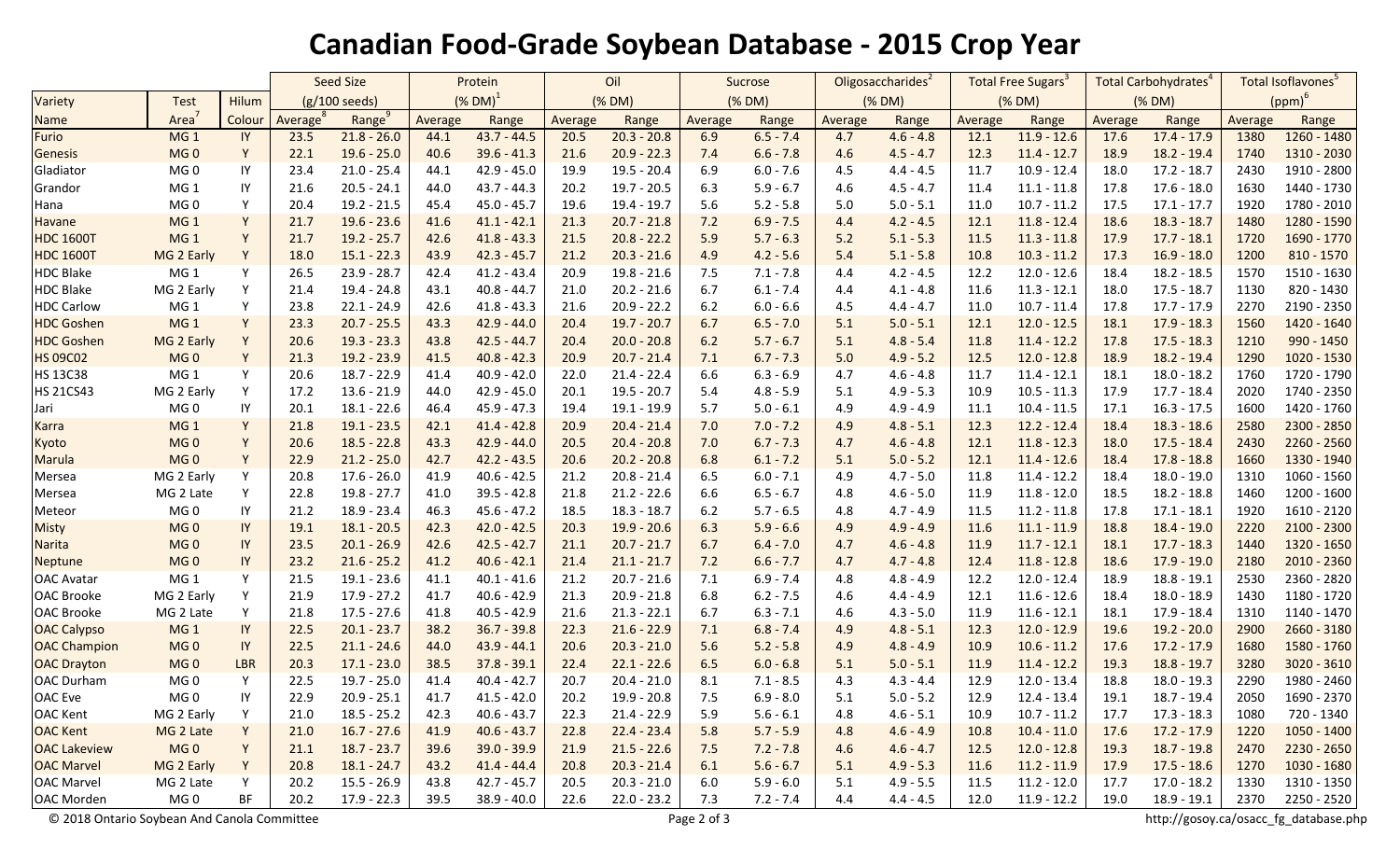# Canadian Food-Grade Soybean Database - 2015 Crop Year

| Variety Name | Test Area[7] | Hilum Colour | Seed Size (g/100 seeds) Average[8] | Seed Size Range[9] | Protein (% DM)[1] Average | Protein Range | Oil (% DM) Average | Oil Range | Sucrose (% DM) Average | Sucrose Range | Oligosaccharides[2] (% DM) Average | Oligosaccharides Range | Total Free Sugars[3] (% DM) Average | Total Free Sugars Range | Total Carbohydrates[4] (% DM) Average | Total Carbohydrates Range | Total Isoflavones[5] (ppm)[6] Average | Total Isoflavones Range |
|---|---|---|---|---|---|---|---|---|---|---|---|---|---|---|---|---|---|---|
| Furio | MG 1 | IY | 23.5 | 21.8 - 26.0 | 44.1 | 43.7 - 44.5 | 20.5 | 20.3 - 20.8 | 6.9 | 6.5 - 7.4 | 4.7 | 4.6 - 4.8 | 12.1 | 11.9 - 12.6 | 17.6 | 17.4 - 17.9 | 1380 | 1260 - 1480 |
| Genesis | MG 0 | Y | 22.1 | 19.6 - 25.0 | 40.6 | 39.6 - 41.3 | 21.6 | 20.9 - 22.3 | 7.4 | 6.6 - 7.8 | 4.6 | 4.5 - 4.7 | 12.3 | 11.4 - 12.7 | 18.9 | 18.2 - 19.4 | 1740 | 1310 - 2030 |
| Gladiator | MG 0 | IY | 23.4 | 21.0 - 25.4 | 44.1 | 42.9 - 45.0 | 19.9 | 19.5 - 20.4 | 6.9 | 6.0 - 7.6 | 4.5 | 4.4 - 4.5 | 11.7 | 10.9 - 12.4 | 18.0 | 17.2 - 18.7 | 2430 | 1910 - 2800 |
| Grandor | MG 1 | IY | 21.6 | 20.5 - 24.1 | 44.0 | 43.7 - 44.3 | 20.2 | 19.7 - 20.5 | 6.3 | 5.9 - 6.7 | 4.6 | 4.5 - 4.7 | 11.4 | 11.1 - 11.8 | 17.8 | 17.6 - 18.0 | 1630 | 1440 - 1730 |
| Hana | MG 0 | Y | 20.4 | 19.2 - 21.5 | 45.4 | 45.0 - 45.7 | 19.6 | 19.4 - 19.7 | 5.6 | 5.2 - 5.8 | 5.0 | 5.0 - 5.1 | 11.0 | 10.7 - 11.2 | 17.5 | 17.1 - 17.7 | 1920 | 1780 - 2010 |
| Havane | MG 1 | Y | 21.7 | 19.6 - 23.6 | 41.6 | 41.1 - 42.1 | 21.3 | 20.7 - 21.8 | 7.2 | 6.9 - 7.5 | 4.4 | 4.2 - 4.5 | 12.1 | 11.8 - 12.4 | 18.6 | 18.3 - 18.7 | 1480 | 1280 - 1590 |
| HDC 1600T | MG 1 | Y | 21.7 | 19.2 - 25.7 | 42.6 | 41.8 - 43.3 | 21.5 | 20.8 - 22.2 | 5.9 | 5.7 - 6.3 | 5.2 | 5.1 - 5.3 | 11.5 | 11.3 - 11.8 | 17.9 | 17.7 - 18.1 | 1720 | 1690 - 1770 |
| HDC 1600T | MG 2 Early | Y | 18.0 | 15.1 - 22.3 | 43.9 | 42.3 - 45.7 | 21.2 | 20.3 - 21.6 | 4.9 | 4.2 - 5.6 | 5.4 | 5.1 - 5.8 | 10.8 | 10.3 - 11.2 | 17.3 | 16.9 - 18.0 | 1200 | 810 - 1570 |
| HDC Blake | MG 1 | Y | 26.5 | 23.9 - 28.7 | 42.4 | 41.2 - 43.4 | 20.9 | 19.8 - 21.6 | 7.5 | 7.1 - 7.8 | 4.4 | 4.2 - 4.5 | 12.2 | 12.0 - 12.6 | 18.4 | 18.2 - 18.5 | 1570 | 1510 - 1630 |
| HDC Blake | MG 2 Early | Y | 21.4 | 19.4 - 24.8 | 43.1 | 40.8 - 44.7 | 21.0 | 20.2 - 21.6 | 6.7 | 6.1 - 7.4 | 4.4 | 4.1 - 4.8 | 11.6 | 11.3 - 12.1 | 18.0 | 17.5 - 18.7 | 1130 | 820 - 1430 |
| HDC Carlow | MG 1 | Y | 23.8 | 22.1 - 24.9 | 42.6 | 41.8 - 43.3 | 21.6 | 20.9 - 22.2 | 6.2 | 6.0 - 6.6 | 4.5 | 4.4 - 4.7 | 11.0 | 10.7 - 11.4 | 17.8 | 17.7 - 17.9 | 2270 | 2190 - 2350 |
| HDC Goshen | MG 1 | Y | 23.3 | 20.7 - 25.5 | 43.3 | 42.9 - 44.0 | 20.4 | 19.7 - 20.7 | 6.7 | 6.5 - 7.0 | 5.1 | 5.0 - 5.1 | 12.1 | 12.0 - 12.5 | 18.1 | 17.9 - 18.3 | 1560 | 1420 - 1640 |
| HDC Goshen | MG 2 Early | Y | 20.6 | 19.3 - 23.3 | 43.8 | 42.5 - 44.7 | 20.4 | 20.0 - 20.8 | 6.2 | 5.7 - 6.7 | 5.1 | 4.8 - 5.4 | 11.8 | 11.4 - 12.2 | 17.8 | 17.5 - 18.3 | 1210 | 990 - 1450 |
| HS 09C02 | MG 0 | Y | 21.3 | 19.2 - 23.9 | 41.5 | 40.8 - 42.3 | 20.9 | 20.7 - 21.4 | 7.1 | 6.7 - 7.3 | 5.0 | 4.9 - 5.2 | 12.5 | 12.0 - 12.8 | 18.9 | 18.2 - 19.4 | 1290 | 1020 - 1530 |
| HS 13C38 | MG 1 | Y | 20.6 | 18.7 - 22.9 | 41.4 | 40.9 - 42.0 | 22.0 | 21.4 - 22.4 | 6.6 | 6.3 - 6.9 | 4.7 | 4.6 - 4.8 | 11.7 | 11.4 - 12.1 | 18.1 | 18.0 - 18.2 | 1760 | 1720 - 1790 |
| HS 21CS43 | MG 2 Early | Y | 17.2 | 13.6 - 21.9 | 44.0 | 42.9 - 45.0 | 20.1 | 19.5 - 20.7 | 5.4 | 4.8 - 5.9 | 5.1 | 4.9 - 5.3 | 10.9 | 10.5 - 11.3 | 17.9 | 17.7 - 18.4 | 2020 | 1740 - 2350 |
| Jari | MG 0 | IY | 20.1 | 18.1 - 22.6 | 46.4 | 45.9 - 47.3 | 19.4 | 19.1 - 19.9 | 5.7 | 5.0 - 6.1 | 4.9 | 4.9 - 4.9 | 11.1 | 10.4 - 11.5 | 17.1 | 16.3 - 17.5 | 1600 | 1420 - 1760 |
| Karra | MG 1 | Y | 21.8 | 19.1 - 23.5 | 42.1 | 41.4 - 42.8 | 20.9 | 20.4 - 21.4 | 7.0 | 7.0 - 7.2 | 4.9 | 4.8 - 5.1 | 12.3 | 12.2 - 12.4 | 18.4 | 18.3 - 18.6 | 2580 | 2300 - 2850 |
| Kyoto | MG 0 | Y | 20.6 | 18.5 - 22.8 | 43.3 | 42.9 - 44.0 | 20.5 | 20.4 - 20.8 | 7.0 | 6.7 - 7.3 | 4.7 | 4.6 - 4.8 | 12.1 | 11.8 - 12.3 | 18.0 | 17.5 - 18.4 | 2430 | 2260 - 2560 |
| Marula | MG 0 | Y | 22.9 | 21.2 - 25.0 | 42.7 | 42.2 - 43.5 | 20.6 | 20.2 - 20.8 | 6.8 | 6.1 - 7.2 | 5.1 | 5.0 - 5.2 | 12.1 | 11.4 - 12.6 | 18.4 | 17.8 - 18.8 | 1660 | 1330 - 1940 |
| Mersea | MG 2 Early | Y | 20.8 | 17.6 - 26.0 | 41.9 | 40.6 - 42.5 | 21.2 | 20.8 - 21.4 | 6.5 | 6.0 - 7.1 | 4.9 | 4.7 - 5.0 | 11.8 | 11.4 - 12.2 | 18.4 | 18.0 - 19.0 | 1310 | 1060 - 1560 |
| Mersea | MG 2 Late | Y | 22.8 | 19.8 - 27.7 | 41.0 | 39.5 - 42.8 | 21.8 | 21.2 - 22.6 | 6.6 | 6.5 - 6.7 | 4.8 | 4.6 - 5.0 | 11.9 | 11.8 - 12.0 | 18.5 | 18.2 - 18.8 | 1460 | 1200 - 1600 |
| Meteor | MG 0 | IY | 21.2 | 18.9 - 23.4 | 46.3 | 45.6 - 47.2 | 18.5 | 18.3 - 18.7 | 6.2 | 5.7 - 6.5 | 4.8 | 4.7 - 4.9 | 11.5 | 11.2 - 11.8 | 17.8 | 17.1 - 18.1 | 1920 | 1610 - 2120 |
| Misty | MG 0 | IY | 19.1 | 18.1 - 20.5 | 42.3 | 42.0 - 42.5 | 20.3 | 19.9 - 20.6 | 6.3 | 5.9 - 6.6 | 4.9 | 4.9 - 4.9 | 11.6 | 11.1 - 11.9 | 18.8 | 18.4 - 19.0 | 2220 | 2100 - 2300 |
| Narita | MG 0 | IY | 23.5 | 20.1 - 26.9 | 42.6 | 42.5 - 42.7 | 21.1 | 20.7 - 21.7 | 6.7 | 6.4 - 7.0 | 4.7 | 4.6 - 4.8 | 11.9 | 11.7 - 12.1 | 18.1 | 17.7 - 18.3 | 1440 | 1320 - 1650 |
| Neptune | MG 0 | IY | 23.2 | 21.6 - 25.2 | 41.2 | 40.6 - 42.1 | 21.4 | 21.1 - 21.7 | 7.2 | 6.6 - 7.7 | 4.7 | 4.7 - 4.8 | 12.4 | 11.8 - 12.8 | 18.6 | 17.9 - 19.0 | 2180 | 2010 - 2360 |
| OAC Avatar | MG 1 | Y | 21.5 | 19.1 - 23.6 | 41.1 | 40.1 - 41.6 | 21.2 | 20.7 - 21.6 | 7.1 | 6.9 - 7.4 | 4.8 | 4.8 - 4.9 | 12.2 | 12.0 - 12.4 | 18.9 | 18.8 - 19.1 | 2530 | 2360 - 2820 |
| OAC Brooke | MG 2 Early | Y | 21.9 | 17.9 - 27.2 | 41.7 | 40.6 - 42.9 | 21.3 | 20.9 - 21.8 | 6.8 | 6.2 - 7.5 | 4.6 | 4.4 - 4.9 | 12.1 | 11.6 - 12.6 | 18.4 | 18.0 - 18.9 | 1430 | 1180 - 1720 |
| OAC Brooke | MG 2 Late | Y | 21.8 | 17.5 - 27.6 | 41.8 | 40.5 - 42.9 | 21.6 | 21.3 - 22.1 | 6.7 | 6.3 - 7.1 | 4.6 | 4.3 - 5.0 | 11.9 | 11.6 - 12.1 | 18.1 | 17.9 - 18.4 | 1310 | 1140 - 1470 |
| OAC Calypso | MG 1 | IY | 22.5 | 20.1 - 23.7 | 38.2 | 36.7 - 39.8 | 22.3 | 21.6 - 22.9 | 7.1 | 6.8 - 7.4 | 4.9 | 4.8 - 5.1 | 12.3 | 12.0 - 12.9 | 19.6 | 19.2 - 20.0 | 2900 | 2660 - 3180 |
| OAC Champion | MG 0 | IY | 22.5 | 21.1 - 24.6 | 44.0 | 43.9 - 44.1 | 20.6 | 20.3 - 21.0 | 5.6 | 5.2 - 5.8 | 4.9 | 4.8 - 4.9 | 10.9 | 10.6 - 11.2 | 17.6 | 17.2 - 17.9 | 1680 | 1580 - 1760 |
| OAC Drayton | MG 0 | LBR | 20.3 | 17.1 - 23.0 | 38.5 | 37.8 - 39.1 | 22.4 | 22.1 - 22.6 | 6.5 | 6.0 - 6.8 | 5.1 | 5.0 - 5.1 | 11.9 | 11.4 - 12.2 | 19.3 | 18.8 - 19.7 | 3280 | 3020 - 3610 |
| OAC Durham | MG 0 | Y | 22.5 | 19.7 - 25.0 | 41.4 | 40.4 - 42.7 | 20.7 | 20.4 - 21.0 | 8.1 | 7.1 - 8.5 | 4.3 | 4.3 - 4.4 | 12.9 | 12.0 - 13.4 | 18.8 | 18.0 - 19.3 | 2290 | 1980 - 2460 |
| OAC Eve | MG 0 | IY | 22.9 | 20.9 - 25.1 | 41.7 | 41.5 - 42.0 | 20.2 | 19.9 - 20.8 | 7.5 | 6.9 - 8.0 | 5.1 | 5.0 - 5.2 | 12.9 | 12.4 - 13.4 | 19.1 | 18.7 - 19.4 | 2050 | 1690 - 2370 |
| OAC Kent | MG 2 Early | Y | 21.0 | 18.5 - 25.2 | 42.3 | 40.6 - 43.7 | 22.3 | 21.4 - 22.9 | 5.9 | 5.6 - 6.1 | 4.8 | 4.6 - 5.1 | 10.9 | 10.7 - 11.2 | 17.7 | 17.3 - 18.3 | 1080 | 720 - 1340 |
| OAC Kent | MG 2 Late | Y | 21.0 | 16.7 - 27.6 | 41.9 | 40.6 - 43.7 | 22.8 | 22.4 - 23.4 | 5.8 | 5.7 - 5.9 | 4.8 | 4.6 - 4.9 | 10.8 | 10.4 - 11.0 | 17.6 | 17.2 - 17.9 | 1220 | 1050 - 1400 |
| OAC Lakeview | MG 0 | Y | 21.1 | 18.7 - 23.7 | 39.6 | 39.0 - 39.9 | 21.9 | 21.5 - 22.6 | 7.5 | 7.2 - 7.8 | 4.6 | 4.6 - 4.7 | 12.5 | 12.0 - 12.8 | 19.3 | 18.7 - 19.8 | 2470 | 2230 - 2650 |
| OAC Marvel | MG 2 Early | Y | 20.8 | 18.1 - 24.7 | 43.2 | 41.4 - 44.4 | 20.8 | 20.3 - 21.4 | 6.1 | 5.6 - 6.7 | 5.1 | 4.9 - 5.3 | 11.6 | 11.2 - 11.9 | 17.9 | 17.5 - 18.6 | 1270 | 1030 - 1680 |
| OAC Marvel | MG 2 Late | Y | 20.2 | 15.5 - 26.9 | 43.8 | 42.7 - 45.7 | 20.5 | 20.3 - 21.0 | 6.0 | 5.9 - 6.0 | 5.1 | 4.9 - 5.5 | 11.5 | 11.2 - 12.0 | 17.7 | 17.0 - 18.2 | 1330 | 1310 - 1350 |
| OAC Morden | MG 0 | BF | 20.2 | 17.9 - 22.3 | 39.5 | 38.9 - 40.0 | 22.6 | 22.0 - 23.2 | 7.3 | 7.2 - 7.4 | 4.4 | 4.4 - 4.5 | 12.0 | 11.9 - 12.2 | 19.0 | 18.9 - 19.1 | 2370 | 2250 - 2520 |

© 2018 Ontario Soybean And Canola Committee

http://gosoy.ca/osacc_fg_database.php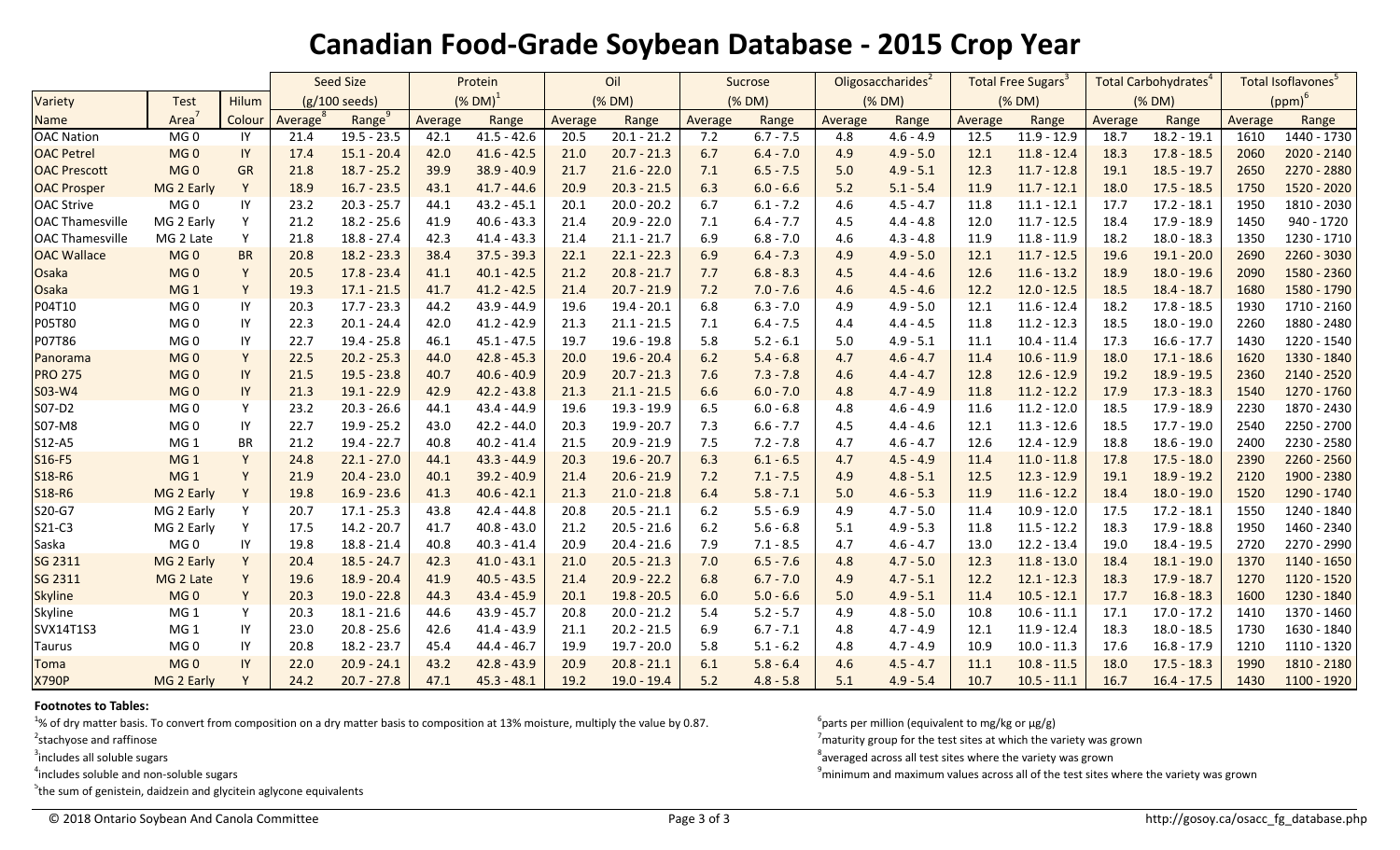# Canadian Food-Grade Soybean Database - 2015 Crop Year

| Variety | Test | Hilum | Seed Size (g/100 seeds) | | Protein (% DM)[1] | | Oil (% DM) | | Sucrose (% DM) | | Oligosaccharides[2] (% DM) | | Total Free Sugars[3] (% DM) | | Total Carbohydrates[4] (% DM) | | Total Isoflavones[5] (ppm)[6] | |
|---|---|---|---|---|---|---|---|---|---|---|---|---|---|---|---|---|---|---|
| Name | Area[7] | Colour | Average[8] | Range[9] | Average | Range | Average | Range | Average | Range | Average | Range | Average | Range | Average | Range | Average | Range |
| OAC Nation | MG 0 | IY | 21.4 | 19.5 - 23.5 | 42.1 | 41.5 - 42.6 | 20.5 | 20.1 - 21.2 | 7.2 | 6.7 - 7.5 | 4.8 | 4.6 - 4.9 | 12.5 | 11.9 - 12.9 | 18.7 | 18.2 - 19.1 | 1610 | 1440 - 1730 |
| OAC Petrel | MG 0 | IY | 17.4 | 15.1 - 20.4 | 42.0 | 41.6 - 42.5 | 21.0 | 20.7 - 21.3 | 6.7 | 6.4 - 7.0 | 4.9 | 4.9 - 5.0 | 12.1 | 11.8 - 12.4 | 18.3 | 17.8 - 18.5 | 2060 | 2020 - 2140 |
| OAC Prescott | MG 0 | GR | 21.8 | 18.7 - 25.2 | 39.9 | 38.9 - 40.9 | 21.7 | 21.6 - 22.0 | 7.1 | 6.5 - 7.5 | 5.0 | 4.9 - 5.1 | 12.3 | 11.7 - 12.8 | 19.1 | 18.5 - 19.7 | 2650 | 2270 - 2880 |
| OAC Prosper | MG 2 Early | Y | 18.9 | 16.7 - 23.5 | 43.1 | 41.7 - 44.6 | 20.9 | 20.3 - 21.5 | 6.3 | 6.0 - 6.6 | 5.2 | 5.1 - 5.4 | 11.9 | 11.7 - 12.1 | 18.0 | 17.5 - 18.5 | 1750 | 1520 - 2020 |
| OAC Strive | MG 0 | IY | 23.2 | 20.3 - 25.7 | 44.1 | 43.2 - 45.1 | 20.1 | 20.0 - 20.2 | 6.7 | 6.1 - 7.2 | 4.6 | 4.5 - 4.7 | 11.8 | 11.1 - 12.1 | 17.7 | 17.2 - 18.1 | 1950 | 1810 - 2030 |
| OAC Thamesville | MG 2 Early | Y | 21.2 | 18.2 - 25.6 | 41.9 | 40.6 - 43.3 | 21.4 | 20.9 - 22.0 | 7.1 | 6.4 - 7.7 | 4.5 | 4.4 - 4.8 | 12.0 | 11.7 - 12.5 | 18.4 | 17.9 - 18.9 | 1450 | 940 - 1720 |
| OAC Thamesville | MG 2 Late | Y | 21.8 | 18.8 - 27.4 | 42.3 | 41.4 - 43.3 | 21.4 | 21.1 - 21.7 | 6.9 | 6.8 - 7.0 | 4.6 | 4.3 - 4.8 | 11.9 | 11.8 - 11.9 | 18.2 | 18.0 - 18.3 | 1350 | 1230 - 1710 |
| OAC Wallace | MG 0 | BR | 20.8 | 18.2 - 23.3 | 38.4 | 37.5 - 39.3 | 22.1 | 22.1 - 22.3 | 6.9 | 6.4 - 7.3 | 4.9 | 4.9 - 5.0 | 12.1 | 11.7 - 12.5 | 19.6 | 19.1 - 20.0 | 2690 | 2260 - 3030 |
| Osaka | MG 0 | Y | 20.5 | 17.8 - 23.4 | 41.1 | 40.1 - 42.5 | 21.2 | 20.8 - 21.7 | 7.7 | 6.8 - 8.3 | 4.5 | 4.4 - 4.6 | 12.6 | 11.6 - 13.2 | 18.9 | 18.0 - 19.6 | 2090 | 1580 - 2360 |
| Osaka | MG 1 | Y | 19.3 | 17.1 - 21.5 | 41.7 | 41.2 - 42.5 | 21.4 | 20.7 - 21.9 | 7.2 | 7.0 - 7.6 | 4.6 | 4.5 - 4.6 | 12.2 | 12.0 - 12.5 | 18.5 | 18.4 - 18.7 | 1680 | 1580 - 1790 |
| P04T10 | MG 0 | IY | 20.3 | 17.7 - 23.3 | 44.2 | 43.9 - 44.9 | 19.6 | 19.4 - 20.1 | 6.8 | 6.3 - 7.0 | 4.9 | 4.9 - 5.0 | 12.1 | 11.6 - 12.4 | 18.2 | 17.8 - 18.5 | 1930 | 1710 - 2160 |
| P05T80 | MG 0 | IY | 22.3 | 20.1 - 24.4 | 42.0 | 41.2 - 42.9 | 21.3 | 21.1 - 21.5 | 7.1 | 6.4 - 7.5 | 4.4 | 4.4 - 4.5 | 11.8 | 11.2 - 12.3 | 18.5 | 18.0 - 19.0 | 2260 | 1880 - 2480 |
| P07T86 | MG 0 | IY | 22.7 | 19.4 - 25.8 | 46.1 | 45.1 - 47.5 | 19.7 | 19.6 - 19.8 | 5.8 | 5.2 - 6.1 | 5.0 | 4.9 - 5.1 | 11.1 | 10.4 - 11.4 | 17.3 | 16.6 - 17.7 | 1430 | 1220 - 1540 |
| Panorama | MG 0 | Y | 22.5 | 20.2 - 25.3 | 44.0 | 42.8 - 45.3 | 20.0 | 19.6 - 20.4 | 6.2 | 5.4 - 6.8 | 4.7 | 4.6 - 4.7 | 11.4 | 10.6 - 11.9 | 18.0 | 17.1 - 18.6 | 1620 | 1330 - 1840 |
| PRO 275 | MG 0 | IY | 21.5 | 19.5 - 23.8 | 40.7 | 40.6 - 40.9 | 20.9 | 20.7 - 21.3 | 7.6 | 7.3 - 7.8 | 4.6 | 4.4 - 4.7 | 12.8 | 12.6 - 12.9 | 19.2 | 18.9 - 19.5 | 2360 | 2140 - 2520 |
| S03-W4 | MG 0 | IY | 21.3 | 19.1 - 22.9 | 42.9 | 42.2 - 43.8 | 21.3 | 21.1 - 21.5 | 6.6 | 6.0 - 7.0 | 4.8 | 4.7 - 4.9 | 11.8 | 11.2 - 12.2 | 17.9 | 17.3 - 18.3 | 1540 | 1270 - 1760 |
| S07-D2 | MG 0 | Y | 23.2 | 20.3 - 26.6 | 44.1 | 43.4 - 44.9 | 19.6 | 19.3 - 19.9 | 6.5 | 6.0 - 6.8 | 4.8 | 4.6 - 4.9 | 11.6 | 11.2 - 12.0 | 18.5 | 17.9 - 18.9 | 2230 | 1870 - 2430 |
| S07-M8 | MG 0 | IY | 22.7 | 19.9 - 25.2 | 43.0 | 42.2 - 44.0 | 20.3 | 19.9 - 20.7 | 7.3 | 6.6 - 7.7 | 4.5 | 4.4 - 4.6 | 12.1 | 11.3 - 12.6 | 18.5 | 17.7 - 19.0 | 2540 | 2250 - 2700 |
| S12-A5 | MG 1 | BR | 21.2 | 19.4 - 22.7 | 40.8 | 40.2 - 41.4 | 21.5 | 20.9 - 21.9 | 7.5 | 7.2 - 7.8 | 4.7 | 4.6 - 4.7 | 12.6 | 12.4 - 12.9 | 18.8 | 18.6 - 19.0 | 2400 | 2230 - 2580 |
| S16-F5 | MG 1 | Y | 24.8 | 22.1 - 27.0 | 44.1 | 43.3 - 44.9 | 20.3 | 19.6 - 20.7 | 6.3 | 6.1 - 6.5 | 4.7 | 4.5 - 4.9 | 11.4 | 11.0 - 11.8 | 17.8 | 17.5 - 18.0 | 2390 | 2260 - 2560 |
| S18-R6 | MG 1 | Y | 21.9 | 20.4 - 23.0 | 40.1 | 39.2 - 40.9 | 21.4 | 20.6 - 21.9 | 7.2 | 7.1 - 7.5 | 4.9 | 4.8 - 5.1 | 12.5 | 12.3 - 12.9 | 19.1 | 18.9 - 19.2 | 2120 | 1900 - 2380 |
| S18-R6 | MG 2 Early | Y | 19.8 | 16.9 - 23.6 | 41.3 | 40.6 - 42.1 | 21.3 | 21.0 - 21.8 | 6.4 | 5.8 - 7.1 | 5.0 | 4.6 - 5.3 | 11.9 | 11.6 - 12.2 | 18.4 | 18.0 - 19.0 | 1520 | 1290 - 1740 |
| S20-G7 | MG 2 Early | Y | 20.7 | 17.1 - 25.3 | 43.8 | 42.4 - 44.8 | 20.8 | 20.5 - 21.1 | 6.2 | 5.5 - 6.9 | 4.9 | 4.7 - 5.0 | 11.4 | 10.9 - 12.0 | 17.5 | 17.2 - 18.1 | 1550 | 1240 - 1840 |
| S21-C3 | MG 2 Early | Y | 17.5 | 14.2 - 20.7 | 41.7 | 40.8 - 43.0 | 21.2 | 20.5 - 21.6 | 6.2 | 5.6 - 6.8 | 5.1 | 4.9 - 5.3 | 11.8 | 11.5 - 12.2 | 18.3 | 17.9 - 18.8 | 1950 | 1460 - 2340 |
| Saska | MG 0 | IY | 19.8 | 18.8 - 21.4 | 40.8 | 40.3 - 41.4 | 20.9 | 20.4 - 21.6 | 7.9 | 7.1 - 8.5 | 4.7 | 4.6 - 4.7 | 13.0 | 12.2 - 13.4 | 19.0 | 18.4 - 19.5 | 2720 | 2270 - 2990 |
| SG 2311 | MG 2 Early | Y | 20.4 | 18.5 - 24.7 | 42.3 | 41.0 - 43.1 | 21.0 | 20.5 - 21.3 | 7.0 | 6.5 - 7.6 | 4.8 | 4.7 - 5.0 | 12.3 | 11.8 - 13.0 | 18.4 | 18.1 - 19.0 | 1370 | 1140 - 1650 |
| SG 2311 | MG 2 Late | Y | 19.6 | 18.9 - 20.4 | 41.9 | 40.5 - 43.5 | 21.4 | 20.9 - 22.2 | 6.8 | 6.7 - 7.0 | 4.9 | 4.7 - 5.1 | 12.2 | 12.1 - 12.3 | 18.3 | 17.9 - 18.7 | 1270 | 1120 - 1520 |
| Skyline | MG 0 | Y | 20.3 | 19.0 - 22.8 | 44.3 | 43.4 - 45.9 | 20.1 | 19.8 - 20.5 | 6.0 | 5.0 - 6.6 | 5.0 | 4.9 - 5.1 | 11.4 | 10.5 - 12.1 | 17.7 | 16.8 - 18.3 | 1600 | 1230 - 1840 |
| Skyline | MG 1 | Y | 20.3 | 18.1 - 21.6 | 44.6 | 43.9 - 45.7 | 20.8 | 20.0 - 21.2 | 5.4 | 5.2 - 5.7 | 4.9 | 4.8 - 5.0 | 10.8 | 10.6 - 11.1 | 17.1 | 17.0 - 17.2 | 1410 | 1370 - 1460 |
| SVX14T1S3 | MG 1 | IY | 23.0 | 20.8 - 25.6 | 42.6 | 41.4 - 43.9 | 21.1 | 20.2 - 21.5 | 6.9 | 6.7 - 7.1 | 4.8 | 4.7 - 4.9 | 12.1 | 11.9 - 12.4 | 18.3 | 18.0 - 18.5 | 1730 | 1630 - 1840 |
| Taurus | MG 0 | IY | 20.8 | 18.2 - 23.7 | 45.4 | 44.4 - 46.7 | 19.9 | 19.7 - 20.0 | 5.8 | 5.1 - 6.2 | 4.8 | 4.7 - 4.9 | 10.9 | 10.0 - 11.3 | 17.6 | 16.8 - 17.9 | 1210 | 1110 - 1320 |
| Toma | MG 0 | IY | 22.0 | 20.9 - 24.1 | 43.2 | 42.8 - 43.9 | 20.9 | 20.8 - 21.1 | 6.1 | 5.8 - 6.4 | 4.6 | 4.5 - 4.7 | 11.1 | 10.8 - 11.5 | 18.0 | 17.5 - 18.3 | 1990 | 1810 - 2180 |
| X790P | MG 2 Early | Y | 24.2 | 20.7 - 27.8 | 47.1 | 45.3 - 48.1 | 19.2 | 19.0 - 19.4 | 5.2 | 4.8 - 5.8 | 5.1 | 4.9 - 5.4 | 10.7 | 10.5 - 11.1 | 16.7 | 16.4 - 17.5 | 1430 | 1100 - 1920 |

**Footnotes to Tables:**

[1] % of dry matter basis. To convert from composition on a dry matter basis to composition at 13% moisture, multiply the value by 0.87.

[2] stachyose and raffinose

[3] includes all soluble sugars

[4] includes soluble and non-soluble sugars

[5] the sum of genistein, daidzein and glycitein aglycone equivalents

[6] parts per million (equivalent to mg/kg or μg/g)

[7] maturity group for the test sites at which the variety was grown

[8] averaged across all test sites where the variety was grown

[9] minimum and maximum values across all of the test sites where the variety was grown

© 2018 Ontario Soybean And Canola Committee

http://gosoy.ca/osacc_fg_database.php